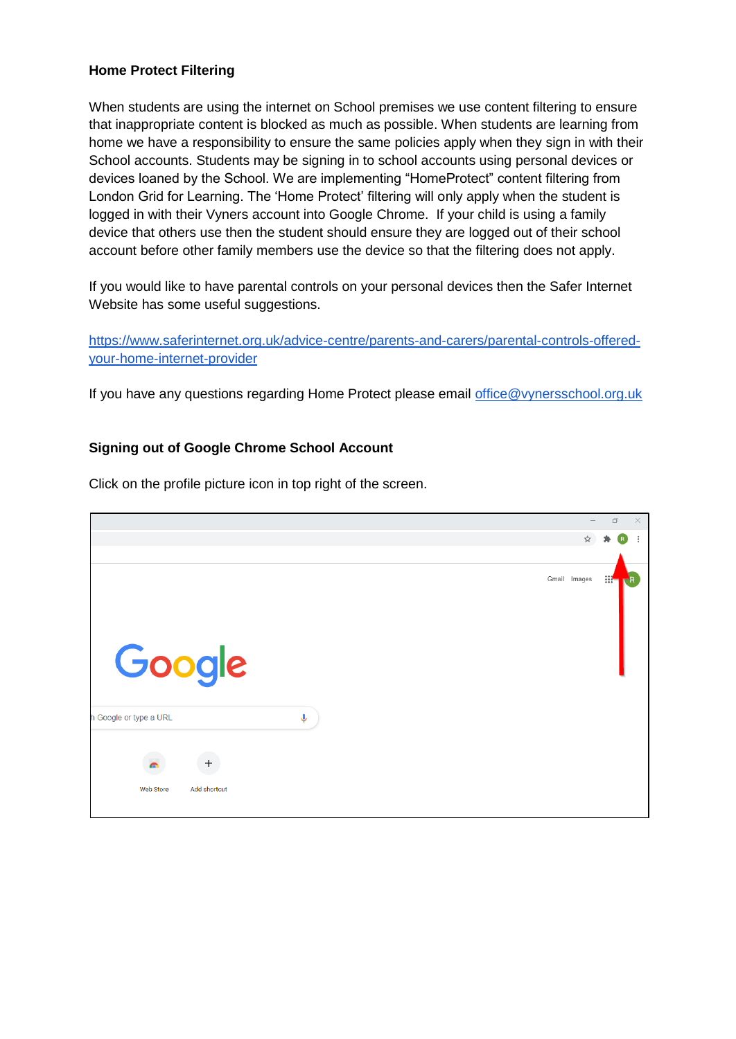**Home Protect Filtering**

When students are using the internet on School premises we use content filtering to ensure that inappropriate content is blocked as much as possible. When students are learning from home we have a responsibility to ensure the same policies apply when they sign in with their School accounts. Students may be signing in to school accounts using personal devices or devices loaned by the School. We are implementing "HomeProtect" content filtering from London Grid for Learning. The 'Home Protect' filtering will only apply when the student is logged in with their Vyners account into Google Chrome. If your child is using a family device that others use then the student should ensure they are logged out of their school account before other family members use the device so that the filtering does not apply.

If you would like to have parental controls on your personal devices then the Safer Internet Website has some useful suggestions.

https://www.saferinternet.org.uk/advice-centre/parents-and-carers/parental-controls-offered-your-home-internet-provider

If you have any questions regarding Home Protect please email office@vynersschool.org.uk

**Signing out of Google Chrome School Account**

Click on the profile picture icon in top right of the screen.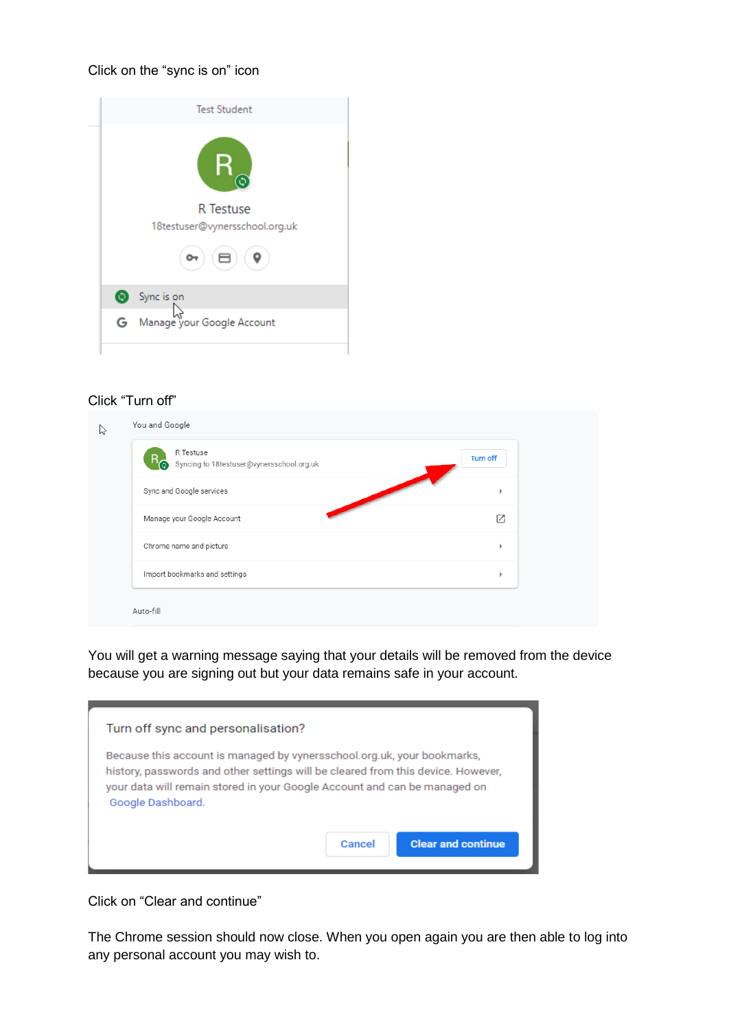Click on the “sync is on” icon

Click “Turn off”

You will get a warning message saying that your details will be removed from the device because you are signing out but your data remains safe in your account.

Click on “Clear and continue”

The Chrome session should now close. When you open again you are then able to log into any personal account you may wish to.